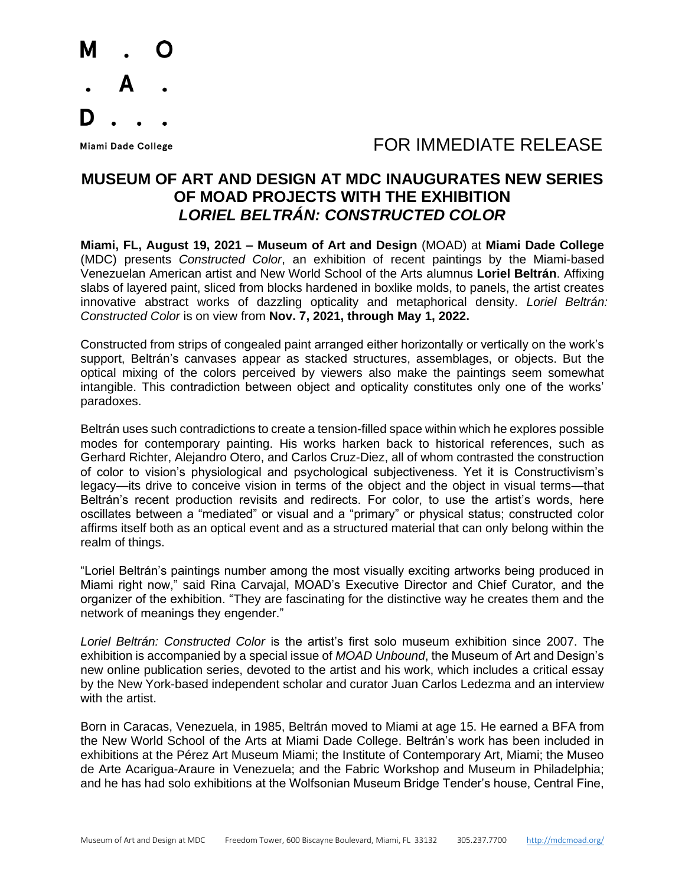M . O
. A .
D . . .

Miami Dade College

FOR IMMEDIATE RELEASE

# MUSEUM OF ART AND DESIGN AT MDC INAUGURATES NEW SERIES OF MOAD PROJECTS WITH THE EXHIBITION *LORIEL BELTRÁN: CONSTRUCTED COLOR*

**Miami, FL, August 19, 2021 – Museum of Art and Design** (MOAD) at **Miami Dade College** (MDC) presents *Constructed Color*, an exhibition of recent paintings by the Miami-based Venezuelan American artist and New World School of the Arts alumnus **Loriel Beltrán**. Affixing slabs of layered paint, sliced from blocks hardened in boxlike molds, to panels, the artist creates innovative abstract works of dazzling opticality and metaphorical density. *Loriel Beltrán: Constructed Color* is on view from **Nov. 7, 2021, through May 1, 2022.**

Constructed from strips of congealed paint arranged either horizontally or vertically on the work's support, Beltrán's canvases appear as stacked structures, assemblages, or objects. But the optical mixing of the colors perceived by viewers also make the paintings seem somewhat intangible. This contradiction between object and opticality constitutes only one of the works' paradoxes.

Beltrán uses such contradictions to create a tension-filled space within which he explores possible modes for contemporary painting. His works harken back to historical references, such as Gerhard Richter, Alejandro Otero, and Carlos Cruz-Diez, all of whom contrasted the construction of color to vision's physiological and psychological subjectiveness. Yet it is Constructivism's legacy—its drive to conceive vision in terms of the object and the object in visual terms—that Beltrán's recent production revisits and redirects. For color, to use the artist's words, here oscillates between a "mediated" or visual and a "primary" or physical status; constructed color affirms itself both as an optical event and as a structured material that can only belong within the realm of things.

"Loriel Beltrán's paintings number among the most visually exciting artworks being produced in Miami right now," said Rina Carvajal, MOAD's Executive Director and Chief Curator, and the organizer of the exhibition. "They are fascinating for the distinctive way he creates them and the network of meanings they engender."

*Loriel Beltrán: Constructed Color* is the artist's first solo museum exhibition since 2007. The exhibition is accompanied by a special issue of *MOAD Unbound*, the Museum of Art and Design's new online publication series, devoted to the artist and his work, which includes a critical essay by the New York-based independent scholar and curator Juan Carlos Ledezma and an interview with the artist.

Born in Caracas, Venezuela, in 1985, Beltrán moved to Miami at age 15. He earned a BFA from the New World School of the Arts at Miami Dade College. Beltrán's work has been included in exhibitions at the Pérez Art Museum Miami; the Institute of Contemporary Art, Miami; the Museo de Arte Acarigua-Araure in Venezuela; and the Fabric Workshop and Museum in Philadelphia; and he has had solo exhibitions at the Wolfsonian Museum Bridge Tender's house, Central Fine,

Museum of Art and Design at MDC Freedom Tower, 600 Biscayne Boulevard, Miami, FL 33132 305.237.7700 http://mdcmoad.org/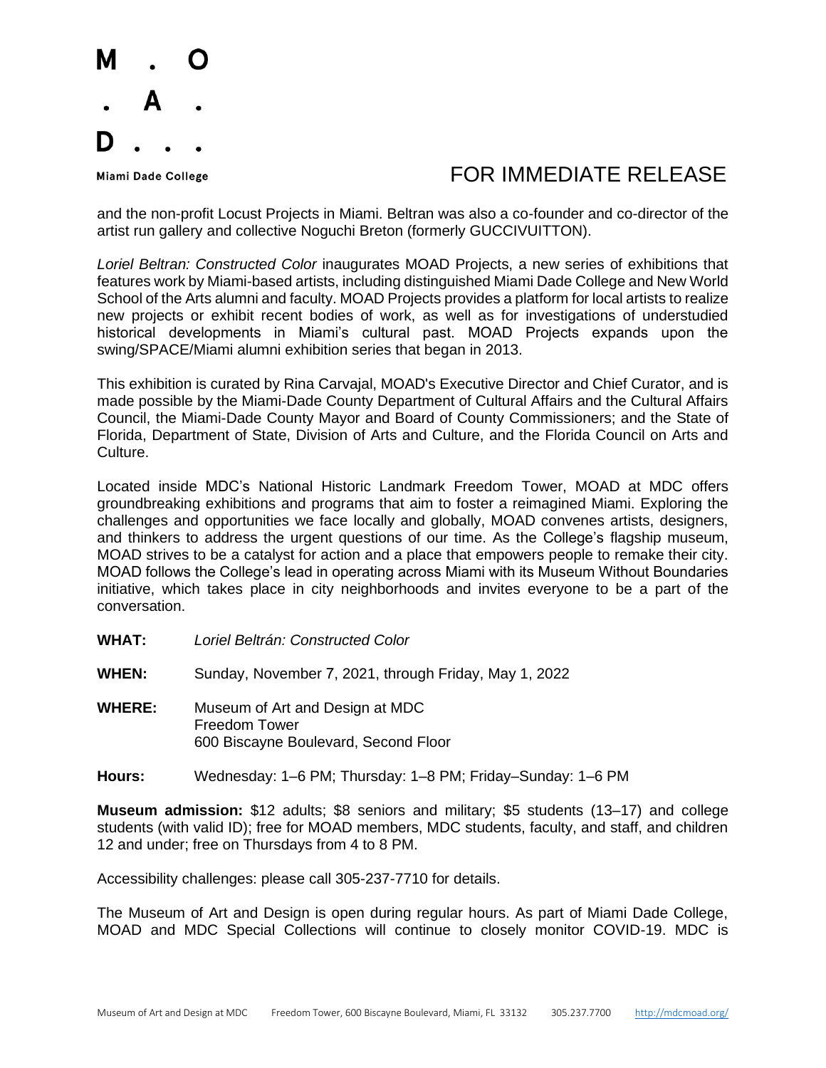and the non-profit Locust Projects in Miami. Beltran was also a co-founder and co-director of the artist run gallery and collective Noguchi Breton (formerly GUCCIVUITTON).

*Loriel Beltran: Constructed Color* inaugurates MOAD Projects, a new series of exhibitions that features work by Miami-based artists, including distinguished Miami Dade College and New World School of the Arts alumni and faculty. MOAD Projects provides a platform for local artists to realize new projects or exhibit recent bodies of work, as well as for investigations of understudied historical developments in Miami's cultural past. MOAD Projects expands upon the swing/SPACE/Miami alumni exhibition series that began in 2013.

This exhibition is curated by Rina Carvajal, MOAD's Executive Director and Chief Curator, and is made possible by the Miami-Dade County Department of Cultural Affairs and the Cultural Affairs Council, the Miami-Dade County Mayor and Board of County Commissioners; and the State of Florida, Department of State, Division of Arts and Culture, and the Florida Council on Arts and Culture.

Located inside MDC's National Historic Landmark Freedom Tower, MOAD at MDC offers groundbreaking exhibitions and programs that aim to foster a reimagined Miami. Exploring the challenges and opportunities we face locally and globally, MOAD convenes artists, designers, and thinkers to address the urgent questions of our time. As the College's flagship museum, MOAD strives to be a catalyst for action and a place that empowers people to remake their city. MOAD follows the College's lead in operating across Miami with its Museum Without Boundaries initiative, which takes place in city neighborhoods and invites everyone to be a part of the conversation.

**WHAT:** *Loriel Beltrán: Constructed Color*

**WHEN:** Sunday, November 7, 2021, through Friday, May 1, 2022

**WHERE:** Museum of Art and Design at MDC
Freedom Tower
600 Biscayne Boulevard, Second Floor

**Hours:** Wednesday: 1–6 PM; Thursday: 1–8 PM; Friday–Sunday: 1–6 PM

**Museum admission:** $12 adults; $8 seniors and military; $5 students (13–17) and college students (with valid ID); free for MOAD members, MDC students, faculty, and staff, and children 12 and under; free on Thursdays from 4 to 8 PM.

Accessibility challenges: please call 305-237-7710 for details.

The Museum of Art and Design is open during regular hours. As part of Miami Dade College, MOAD and MDC Special Collections will continue to closely monitor COVID-19. MDC is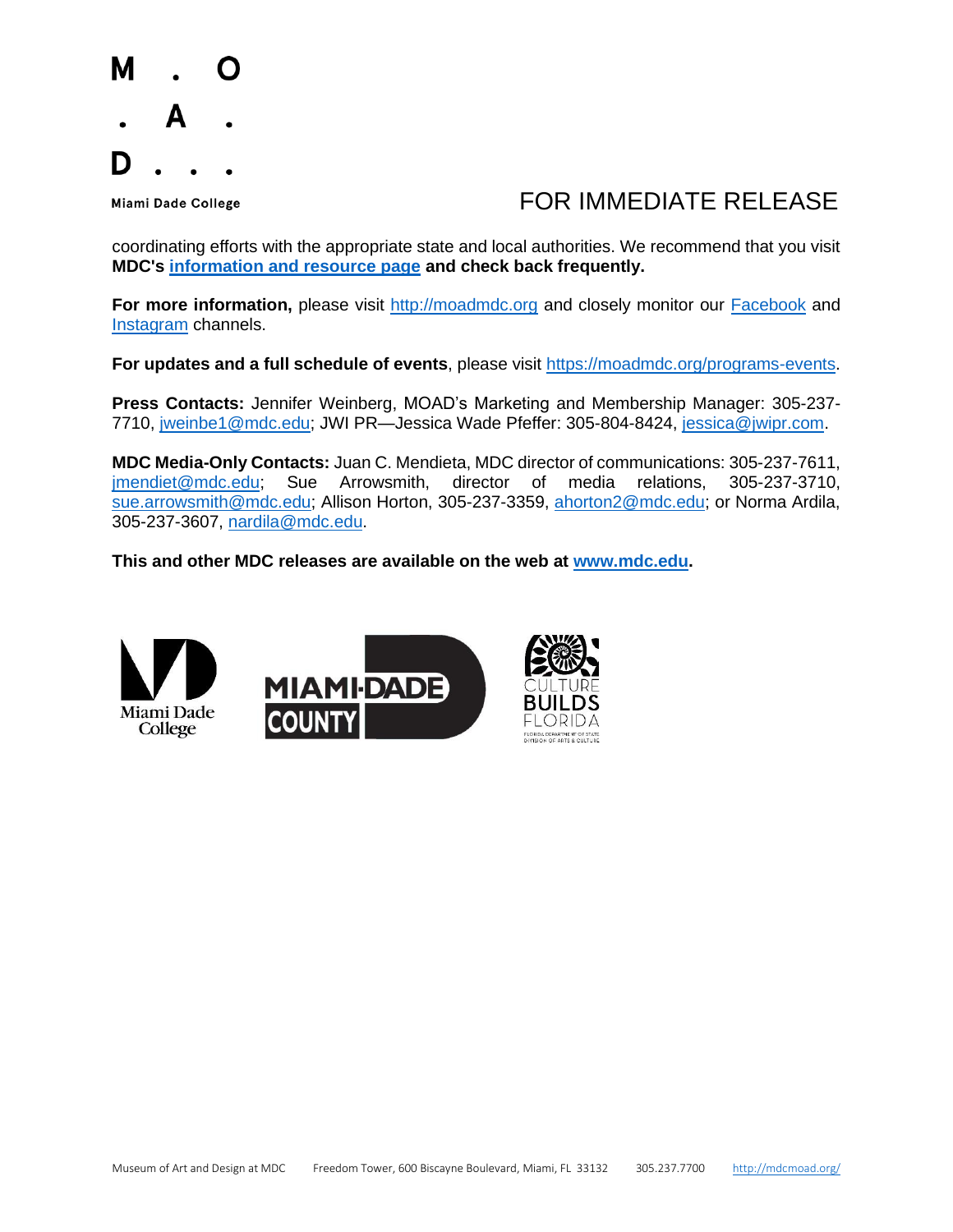coordinating efforts with the appropriate state and local authorities. We recommend that you visit **MDC's information and resource page and check back frequently.**

**For more information,** please visit http://moadmdc.org and closely monitor our Facebook and Instagram channels.

**For updates and a full schedule of events**, please visit https://moadmdc.org/programs-events.

**Press Contacts:** Jennifer Weinberg, MOAD's Marketing and Membership Manager: 305-237-7710, jweinbe1@mdc.edu; JWI PR—Jessica Wade Pfeffer: 305-804-8424, jessica@jwipr.com.

**MDC Media-Only Contacts:** Juan C. Mendieta, MDC director of communications: 305-237-7611, jmendiet@mdc.edu; Sue Arrowsmith, director of media relations, 305-237-3710, sue.arrowsmith@mdc.edu; Allison Horton, 305-237-3359, ahorton2@mdc.edu; or Norma Ardila, 305-237-3607, nardila@mdc.edu.

**This and other MDC releases are available on the web at www.mdc.edu.**